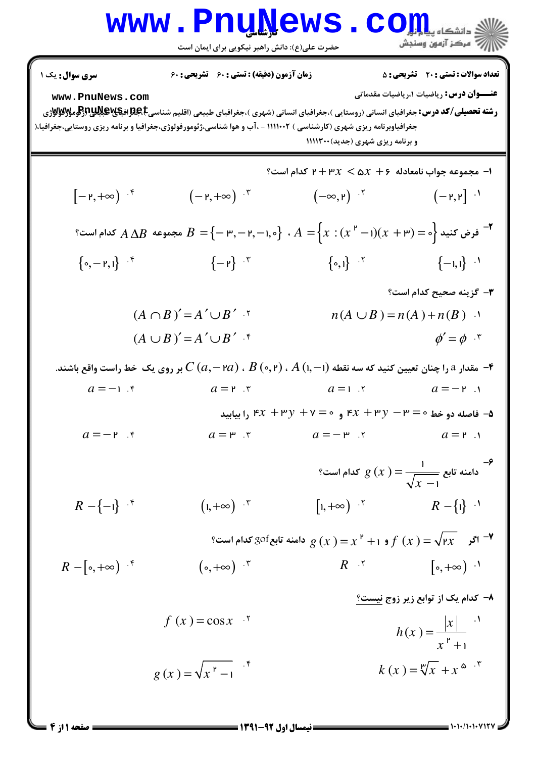**سری سوال:** یک ۱ | **زمان آزمون (دقیقه) : تستی :** ۶۰ **تشریحی :** ۶۰ | **تعداد سوالات : تستی :** ۲۰ **تشریحی :** ۵

**عنـــوان درس:** ریاضیات ۱،ریاضیات مقدماتی

**رشته تحصیلی/کد درس:** جغرافیای انسانی (روستایی )،جغرافیای انسانی (شهری )،جغرافیای طبیعی (اقلیم شناسی)،جغرافیای طبیعی (ژئومورفولوژی)،جغرافیاوبرنامه ریزی شهری (کارشناسی ) ۱۱۱۱۰۰۲ - ،آب و هوا شناسی،ژئومورفولوژی،جغرافیا و برنامه ریزی روستایی،جغرافیا و برنامه ریزی شهری (جدید)۱۱۱۱۳۰۰

۱- مجموعه جواب نامعادله $2+3x < 5x+6$ کدام است؟

۱. $(-2,2]$ ۲. $(-\infty,2)$ ۳. $(-2,+\infty)$ ۴. $[-2,+\infty)$

۲- فرض کنید $A=\{x:(x^2-1)(x+3)=0\}$ ، $B=\{-3,-2,-1,0\}$ مجموعه $A\Delta B$ کدام است؟

۱. $\{-1,1\}$ ۲. $\{0,1\}$ ۳. $\{-2\}$ ۴. $\{0,-2,1\}$

۳- گزینه صحیح کدام است؟

۱. $n(A\cup B)=n(A)+n(B)$ ۲. $(A\cap B)'=A'\cup B'$ ۳. $\phi'=\phi$ ۴. $(A\cup B)'=A'\cup B'$

۴- مقدار a را چنان تعیین کنید که سه نقطه $A(1,-1)$ ، $B(0,2)$ ، $C(a,-2a)$ بر روی یک خط راست واقع باشند.

۱. $a=-2$ ۲. $a=1$ ۳. $a=2$ ۴. $a=-1$

۵- فاصله دو خط $4x+3y-3=0$ و $4x+3y+7=0$ را بیابید

۱. $a=2$ ۲. $a=-3$ ۳. $a=3$ ۴. $a=-2$

۶- دامنه تابع $g(x)=\frac{1}{\sqrt{x-1}}$ کدام است؟

۱. $R-\{1\}$ ۲. $[1,+\infty)$ ۳. $(1,+\infty)$ ۴. $R-\{-1\}$

۷- اگر $f(x)=\sqrt{2x}$ و $g(x)=x^2+1$ دامنه تابع gof کدام است؟

۱. $[0,+\infty)$ ۲. $R$ ۳. $(0,+\infty)$ ۴. $R-[0,+\infty)$

۸- کدام یک از توابع زیر زوج نیست؟

۱. $h(x)=\frac{|x|}{x^2+1}$ ۲. $f(x)=\cos x$ ۳. $k(x)=\sqrt[3]{x}+x^5$ ۴. $g(x)=\sqrt{x^2-1}$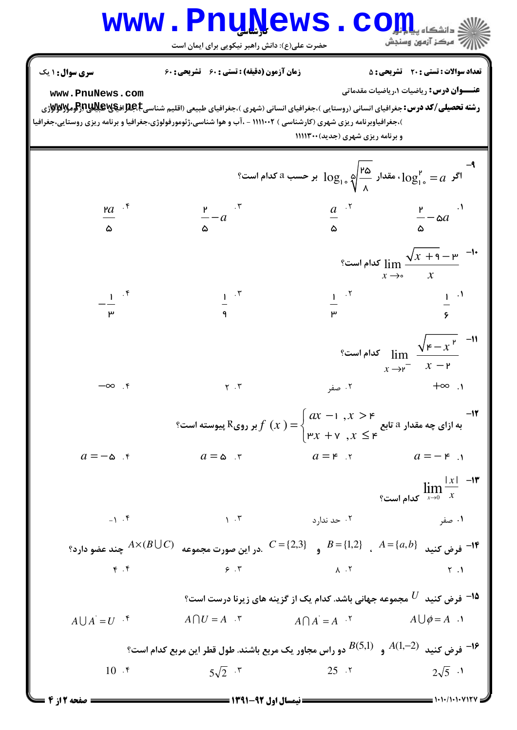**سری سوال:** ۱ یک

**زمان آزمون (دقیقه) : تستی :** ۶۰ **تشریحی :** ۶۰

**تعداد سوالات : تستی :** ۲۰ **تشریحی :** ۵

**عنـــوان درس:** ریاضیات ۱،ریاضیات مقدماتی

**رشته تحصیلی/کد درس:** جغرافیای انسانی (روستایی )،جغرافیای انسانی (شهری )،جغرافیای طبیعی (اقلیم شناسی )،جغرافیای طبیعی (ژئومورفولوژی )،جغرافیاوبرنامه ریزی شهری (کارشناسی ) ۱۱۱۱۰۰۲ - ،آب و هوا شناسی،ژئومورفولوژی،جغرافیا و برنامه ریزی روستایی،جغرافیا و برنامه ریزی شهری (جدید)۱۱۱۱۳۰۰

---

۹- اگر $\log_{10}^{2} = a$ ، مقدار $\log_{10} \sqrt[5]{\frac{25}{8}}$ بر حسب a کدام است؟

۱. $\frac{2}{5} - 5a$ ۲. $\frac{a}{5}$ ۳. $\frac{2}{5} - a$ ۴. $\frac{2a}{5}$

۱۰- $\lim_{x \to 0} \frac{\sqrt{x+9} - 3}{x}$ کدام است؟

۱. $\frac{1}{6}$ ۲. $\frac{1}{3}$ ۳. $\frac{1}{9}$ ۴. $-\frac{1}{3}$

۱۱- $\lim_{x \to 2^-} \frac{\sqrt{4 - x^2}}{x - 2}$ کدام است؟

۱. $+\infty$ ۲. صفر ۳. ۲ ۴. $-\infty$

۱۲- به ازای چه مقدار a تابع $f(x) = \begin{cases} ax - 1, & x > 4 \\ 3x + 7, & x \leq 4 \end{cases}$ بر روی R پیوسته است؟

۱. $a = -4$ ۲. $a = 4$ ۳. $a = 5$ ۴. $a = -5$

۱۳- $\lim_{x \to 0} \frac{|x|}{x}$ کدام است؟

۱. صفر ۲. حد ندارد ۳. ۱ ۴. ۱-

۱۴- فرض کنید $A = \{a, b\}$ ، $B = \{1, 2\}$ و $C = \{2, 3\}$. در این صورت مجموعه $A \times (B \cup C)$ چند عضو دارد؟

۱. ۲ ۲. ۸ ۳. ۶ ۴. ۴

۱۵- فرض کنید $U$ مجموعه جهانی باشد. کدام یک از گزینه های زیرنا درست است؟

۱. $A \cup \phi = A$ ۲. $A \cap A' = A$ ۳. $A \cap U = A$ ۴. $A \cup A' = U$

۱۶- فرض کنید $A(1, -2)$ و $B(5, 1)$ دو راس مجاور یک مربع باشند. طول قطر این مربع کدام است؟

۱. $2\sqrt{5}$ ۲. $25$ ۳. $5\sqrt{2}$ ۴. $10$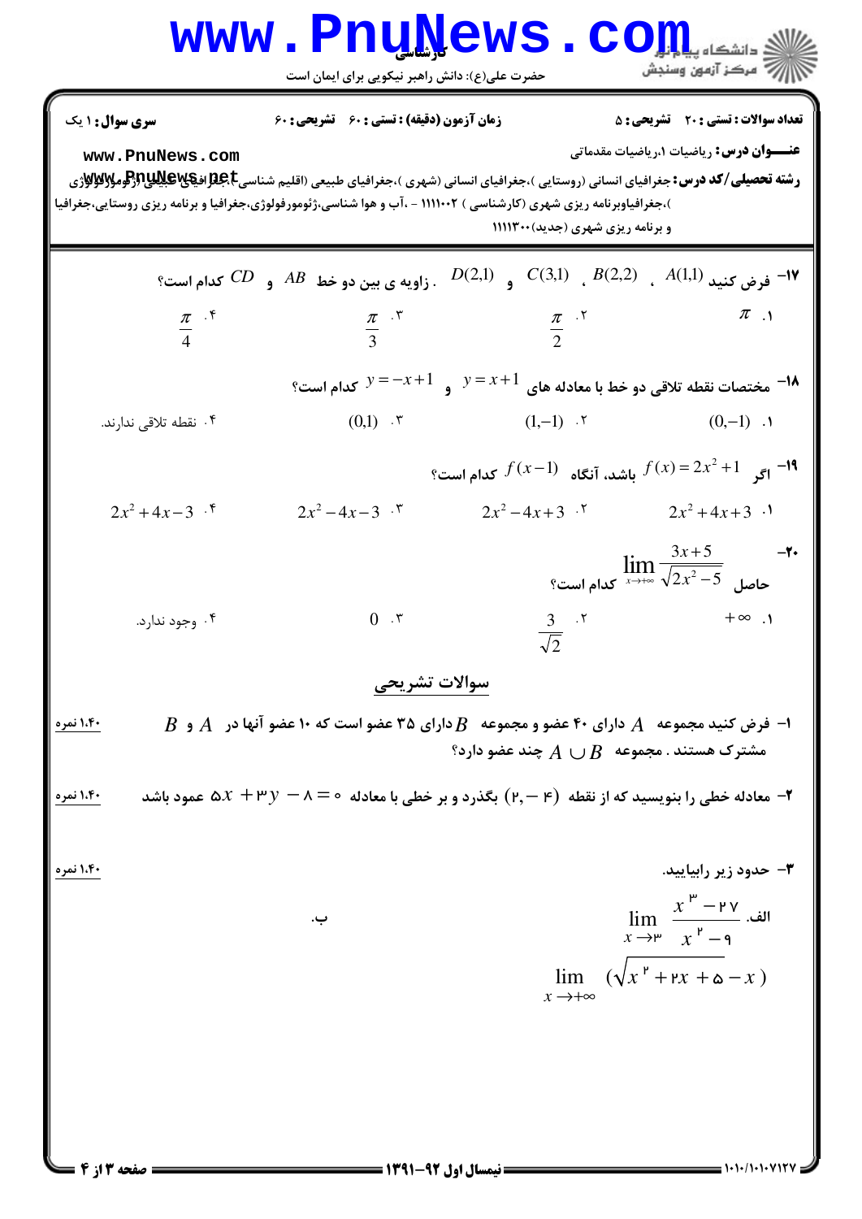۱۷- فرض کنید $A(1,1)$ ، $B(2,2)$ ، $C(3,1)$ و $D(2,1)$ . زاویه ی بین دو خط $AB$ و $CD$ کدام است؟

۱. $\pi$

۲. $\frac{\pi}{2}$

۳. $\frac{\pi}{3}$

۴. $\frac{\pi}{4}$

۱۸- مختصات نقطه تلاقی دو خط با معادله های $y=x+1$ و $y=-x+1$ کدام است؟

۱. $(0,-1)$

۲. $(1,-1)$

۳. $(0,1)$

۴. نقطه تلاقی ندارند.

۱۹- اگر $f(x)=2x^2+1$ باشد، آنگاه $f(x-1)$ کدام است؟

۱. $2x^2+4x+3$

۲. $2x^2-4x+3$

۳. $2x^2-4x-3$

۴. $2x^2+4x-3$

۲۰- حاصل $\lim\limits_{x\to+\infty}\frac{3x+5}{\sqrt{2x^2-5}}$ کدام است؟

۱. $+\infty$

۲. $\frac{3}{\sqrt{2}}$

۳. $0$

۴. وجود ندارد.

## سوالات تشریحی

۱- فرض کنید مجموعه $A$ دارای ۴۰ عضو و مجموعه $B$ دارای ۳۵ عضو است که ۱۰ عضو آنها در $A$ و $B$ مشترک هستند . مجموعه $A\cup B$ چند عضو دارد؟ (۱.۴۰ نمره)

۲- معادله خطی را بنویسید که از نقطه $(2,-4)$ بگذرد و بر خطی با معادله $5x+3y-8=0$ عمود باشد (۱.۴۰ نمره)

۳- حدود زیر رابیابید. (۱.۴۰ نمره)

الف. $\lim\limits_{x\to 3}\frac{x^3-27}{x^2-9}$

ب. $\lim\limits_{x\to+\infty}(\sqrt{x^2+2x+5}-x)$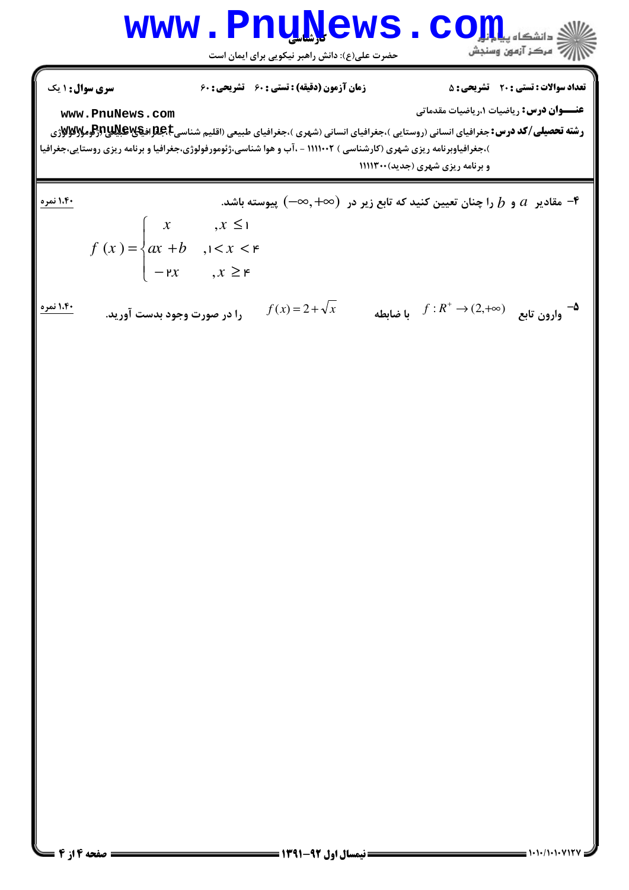**سری سوال:** ۱ یک

**زمان آزمون (دقیقه) : تستی : ۶۰ تشریحی : ۶۰**

**تعداد سوالات : تستی : ۲۰ تشریحی : ۵**

**عنـــوان درس:** ریاضیات ۱،ریاضیات مقدماتی

**رشته تحصیلی/کد درس:** جغرافیای انسانی (روستایی )،جغرافیای انسانی (شهری )،جغرافیای طبیعی (اقلیم شناسی )،جغرافیای طبیعی (ژئومورفولوژی )،جغرافیاوبرنامه ریزی شهری (کارشناسی ) ۱۱۱۱۰۰۲ - ،آب و هوا شناسی،ژئومورفولوژی،جغرافیا و برنامه ریزی روستایی،جغرافیا و برنامه ریزی شهری (جدید)۱۱۱۱۳۰۰

۴- مقادیر $a$ و $b$ را چنان تعیین کنید که تابع زیر در $(-\infty,+\infty)$ پیوسته باشد. ۱،۴۰ نمره

$$f(x)=\begin{cases} x & ,x\leq 1 \\ ax+b & ,1<x<4 \\ -2x & ,x\geq 4 \end{cases}$$

۵- وارون تابع $f:R^{+}\rightarrow(2,+\infty)$ با ضابطه $f(x)=2+\sqrt{x}$ را در صورت وجود بدست آورید. ۱،۴۰ نمره